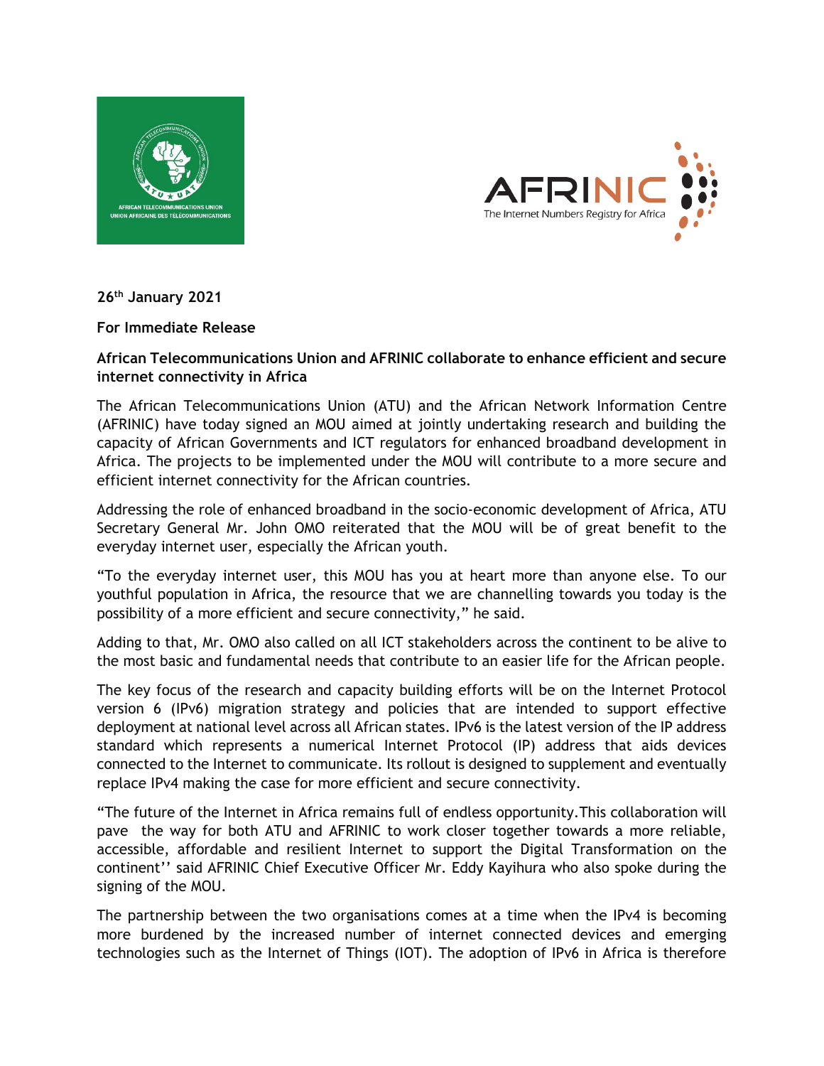26th January 2021

**For Immediate Release**

**African Telecommunications Union and AFRINIC collaborate to enhance efficient and secure internet connectivity in Africa**

The African Telecommunications Union (ATU) and the African Network Information Centre (AFRINIC) have today signed an MOU aimed at jointly undertaking research and building the capacity of African Governments and ICT regulators for enhanced broadband development in Africa. The projects to be implemented under the MOU will contribute to a more secure and efficient internet connectivity for the African countries.

Addressing the role of enhanced broadband in the socio-economic development of Africa, ATU Secretary General Mr. John OMO reiterated that the MOU will be of great benefit to the everyday internet user, especially the African youth.

"To the everyday internet user, this MOU has you at heart more than anyone else. To our youthful population in Africa, the resource that we are channelling towards you today is the possibility of a more efficient and secure connectivity," he said.

Adding to that, Mr. OMO also called on all ICT stakeholders across the continent to be alive to the most basic and fundamental needs that contribute to an easier life for the African people.

The key focus of the research and capacity building efforts will be on the Internet Protocol version 6 (IPv6) migration strategy and policies that are intended to support effective deployment at national level across all African states. IPv6 is the latest version of the IP address standard which represents a numerical Internet Protocol (IP) address that aids devices connected to the Internet to communicate. Its rollout is designed to supplement and eventually replace IPv4 making the case for more efficient and secure connectivity.

"The future of the Internet in Africa remains full of endless opportunity.This collaboration will pave the way for both ATU and AFRINIC to work closer together towards a more reliable, accessible, affordable and resilient Internet to support the Digital Transformation on the continent'' said AFRINIC Chief Executive Officer Mr. Eddy Kayihura who also spoke during the signing of the MOU.

The partnership between the two organisations comes at a time when the IPv4 is becoming more burdened by the increased number of internet connected devices and emerging technologies such as the Internet of Things (IOT). The adoption of IPv6 in Africa is therefore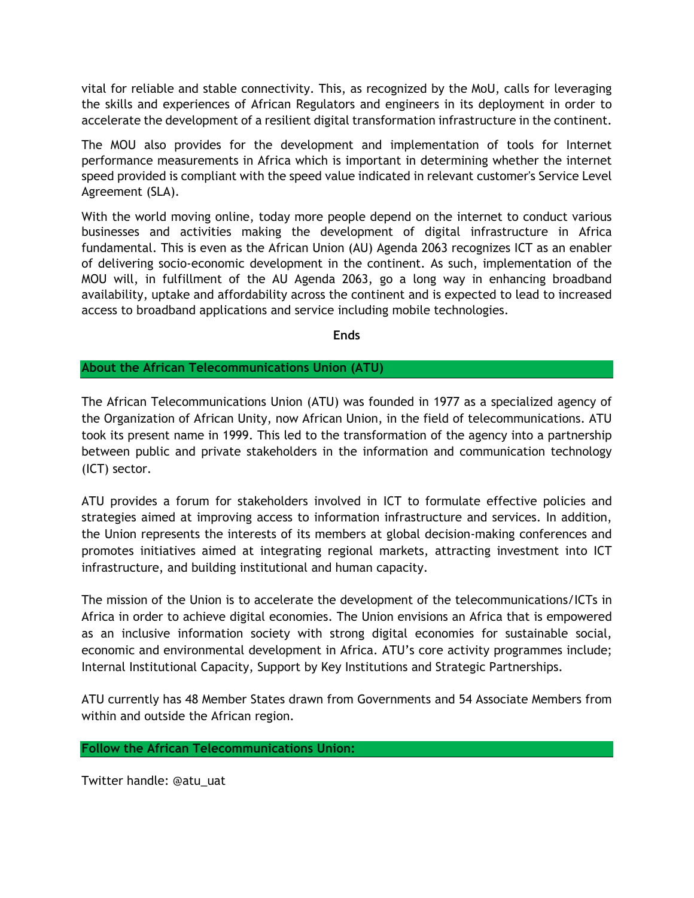vital for reliable and stable connectivity. This, as recognized by the MoU, calls for leveraging the skills and experiences of African Regulators and engineers in its deployment in order to accelerate the development of a resilient digital transformation infrastructure in the continent.

The MOU also provides for the development and implementation of tools for Internet performance measurements in Africa which is important in determining whether the internet speed provided is compliant with the speed value indicated in relevant customer's Service Level Agreement (SLA).

With the world moving online, today more people depend on the internet to conduct various businesses and activities making the development of digital infrastructure in Africa fundamental. This is even as the African Union (AU) Agenda 2063 recognizes ICT as an enabler of delivering socio-economic development in the continent. As such, implementation of the MOU will, in fulfillment of the AU Agenda 2063, go a long way in enhancing broadband availability, uptake and affordability across the continent and is expected to lead to increased access to broadband applications and service including mobile technologies.

**Ends**

## About the African Telecommunications Union (ATU)

The African Telecommunications Union (ATU) was founded in 1977 as a specialized agency of the Organization of African Unity, now African Union, in the field of telecommunications. ATU took its present name in 1999. This led to the transformation of the agency into a partnership between public and private stakeholders in the information and communication technology (ICT) sector.

ATU provides a forum for stakeholders involved in ICT to formulate effective policies and strategies aimed at improving access to information infrastructure and services. In addition, the Union represents the interests of its members at global decision-making conferences and promotes initiatives aimed at integrating regional markets, attracting investment into ICT infrastructure, and building institutional and human capacity.

The mission of the Union is to accelerate the development of the telecommunications/ICTs in Africa in order to achieve digital economies. The Union envisions an Africa that is empowered as an inclusive information society with strong digital economies for sustainable social, economic and environmental development in Africa. ATU's core activity programmes include; Internal Institutional Capacity, Support by Key Institutions and Strategic Partnerships.

ATU currently has 48 Member States drawn from Governments and 54 Associate Members from within and outside the African region.

## Follow the African Telecommunications Union:

Twitter handle: @atu_uat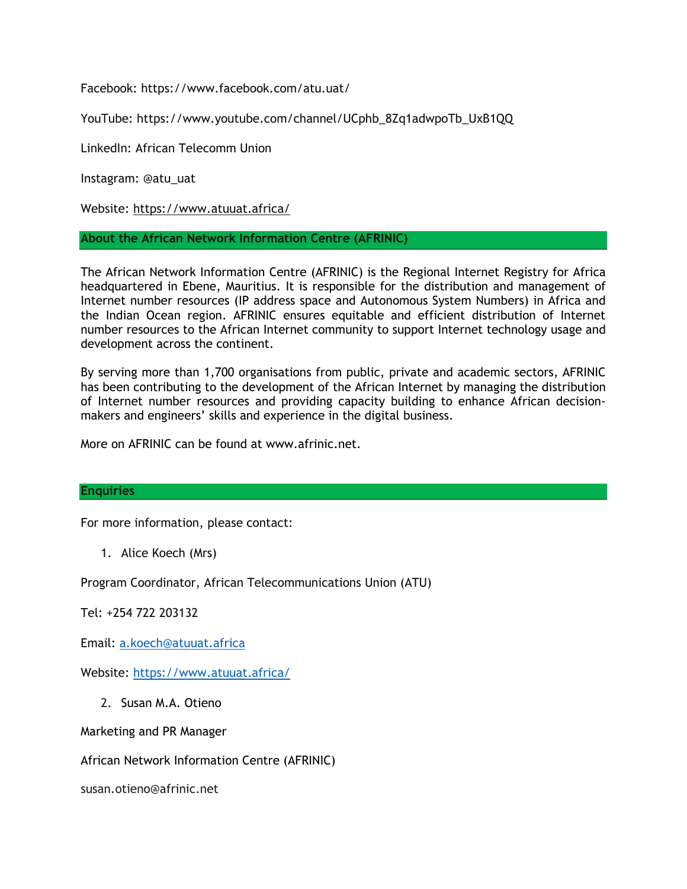Facebook: https://www.facebook.com/atu.uat/

YouTube: https://www.youtube.com/channel/UCphb_8Zq1adwpoTb_UxB1QQ

LinkedIn: African Telecomm Union

Instagram: @atu_uat

Website: https://www.atuuat.africa/

## About the African Network Information Centre (AFRINIC)

The African Network Information Centre (AFRINIC) is the Regional Internet Registry for Africa headquartered in Ebene, Mauritius. It is responsible for the distribution and management of Internet number resources (IP address space and Autonomous System Numbers) in Africa and the Indian Ocean region. AFRINIC ensures equitable and efficient distribution of Internet number resources to the African Internet community to support Internet technology usage and development across the continent.

By serving more than 1,700 organisations from public, private and academic sectors, AFRINIC has been contributing to the development of the African Internet by managing the distribution of Internet number resources and providing capacity building to enhance African decision-makers and engineers' skills and experience in the digital business.

More on AFRINIC can be found at www.afrinic.net.

## Enquiries

For more information, please contact:

1. Alice Koech (Mrs)

Program Coordinator, African Telecommunications Union (ATU)

Tel: +254 722 203132

Email: a.koech@atuuat.africa

Website: https://www.atuuat.africa/

2. Susan M.A. Otieno

Marketing and PR Manager

African Network Information Centre (AFRINIC)

susan.otieno@afrinic.net